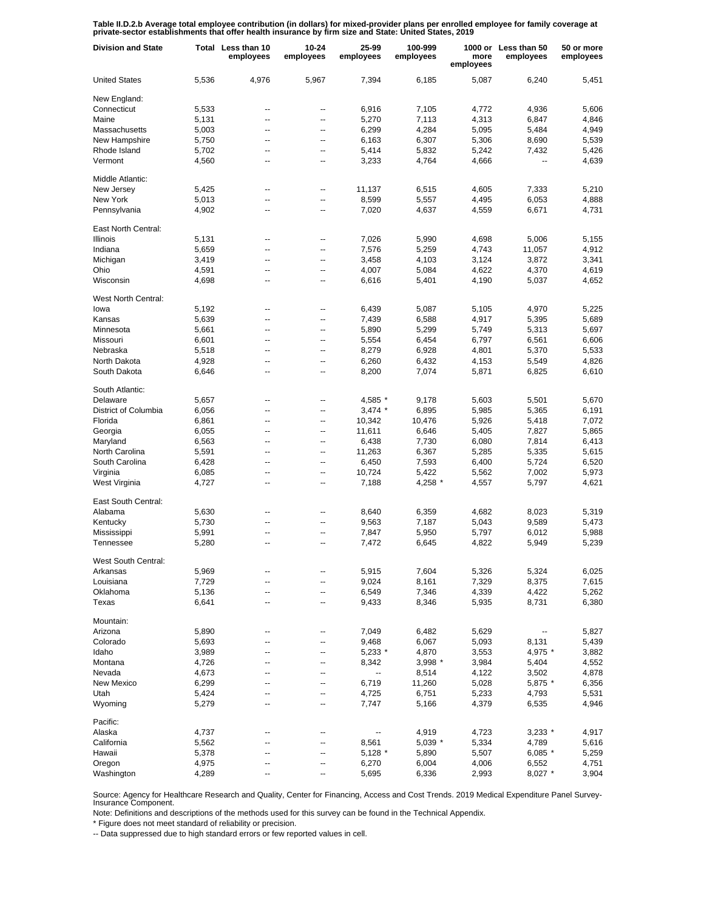**Table II.D.2.b Average total employee contribution (in dollars) for mixed-provider plans per enrolled employee for family coverage at private-sector establishments that offer health insurance by firm size and State: United States, 2019**

| Division and State | Total | Less than 10 employees | 10-24 employees | 25-99 employees | 100-999 employees | 1000 or more employees | Less than 50 employees | 50 or more employees |
|---|---|---|---|---|---|---|---|---|
| United States | 5,536 | 4,976 | 5,967 | 7,394 | 6,185 | 5,087 | 6,240 | 5,451 |
| New England: | | | | | | | | |
| Connecticut | 5,533 | -- | -- | 6,916 | 7,105 | 4,772 | 4,936 | 5,606 |
| Maine | 5,131 | -- | -- | 5,270 | 7,113 | 4,313 | 6,847 | 4,846 |
| Massachusetts | 5,003 | -- | -- | 6,299 | 4,284 | 5,095 | 5,484 | 4,949 |
| New Hampshire | 5,750 | -- | -- | 6,163 | 6,307 | 5,306 | 8,690 | 5,539 |
| Rhode Island | 5,702 | -- | -- | 5,414 | 5,832 | 5,242 | 7,432 | 5,426 |
| Vermont | 4,560 | -- | -- | 3,233 | 4,764 | 4,666 | -- | 4,639 |
| Middle Atlantic: | | | | | | | | |
| New Jersey | 5,425 | -- | -- | 11,137 | 6,515 | 4,605 | 7,333 | 5,210 |
| New York | 5,013 | -- | -- | 8,599 | 5,557 | 4,495 | 6,053 | 4,888 |
| Pennsylvania | 4,902 | -- | -- | 7,020 | 4,637 | 4,559 | 6,671 | 4,731 |
| East North Central: | | | | | | | | |
| Illinois | 5,131 | -- | -- | 7,026 | 5,990 | 4,698 | 5,006 | 5,155 |
| Indiana | 5,659 | -- | -- | 7,576 | 5,259 | 4,743 | 11,057 | 4,912 |
| Michigan | 3,419 | -- | -- | 3,458 | 4,103 | 3,124 | 3,872 | 3,341 |
| Ohio | 4,591 | -- | -- | 4,007 | 5,084 | 4,622 | 4,370 | 4,619 |
| Wisconsin | 4,698 | -- | -- | 6,616 | 5,401 | 4,190 | 5,037 | 4,652 |
| West North Central: | | | | | | | | |
| Iowa | 5,192 | -- | -- | 6,439 | 5,087 | 5,105 | 4,970 | 5,225 |
| Kansas | 5,639 | -- | -- | 7,439 | 6,588 | 4,917 | 5,395 | 5,689 |
| Minnesota | 5,661 | -- | -- | 5,890 | 5,299 | 5,749 | 5,313 | 5,697 |
| Missouri | 6,601 | -- | -- | 5,554 | 6,454 | 6,797 | 6,561 | 6,606 |
| Nebraska | 5,518 | -- | -- | 8,279 | 6,928 | 4,801 | 5,370 | 5,533 |
| North Dakota | 4,928 | -- | -- | 6,260 | 6,432 | 4,153 | 5,549 | 4,826 |
| South Dakota | 6,646 | -- | -- | 8,200 | 7,074 | 5,871 | 6,825 | 6,610 |
| South Atlantic: | | | | | | | | |
| Delaware | 5,657 | -- | -- | 4,585 * | 9,178 | 5,603 | 5,501 | 5,670 |
| District of Columbia | 6,056 | -- | -- | 3,474 * | 6,895 | 5,985 | 5,365 | 6,191 |
| Florida | 6,861 | -- | -- | 10,342 | 10,476 | 5,926 | 5,418 | 7,072 |
| Georgia | 6,055 | -- | -- | 11,611 | 6,646 | 5,405 | 7,827 | 5,865 |
| Maryland | 6,563 | -- | -- | 6,438 | 7,730 | 6,080 | 7,814 | 6,413 |
| North Carolina | 5,591 | -- | -- | 11,263 | 6,367 | 5,285 | 5,335 | 5,615 |
| South Carolina | 6,428 | -- | -- | 6,450 | 7,593 | 6,400 | 5,724 | 6,520 |
| Virginia | 6,085 | -- | -- | 10,724 | 5,422 | 5,562 | 7,002 | 5,973 |
| West Virginia | 4,727 | -- | -- | 7,188 | 4,258 * | 4,557 | 5,797 | 4,621 |
| East South Central: | | | | | | | | |
| Alabama | 5,630 | -- | -- | 8,640 | 6,359 | 4,682 | 8,023 | 5,319 |
| Kentucky | 5,730 | -- | -- | 9,563 | 7,187 | 5,043 | 9,589 | 5,473 |
| Mississippi | 5,991 | -- | -- | 7,847 | 5,950 | 5,797 | 6,012 | 5,988 |
| Tennessee | 5,280 | -- | -- | 7,472 | 6,645 | 4,822 | 5,949 | 5,239 |
| West South Central: | | | | | | | | |
| Arkansas | 5,969 | -- | -- | 5,915 | 7,604 | 5,326 | 5,324 | 6,025 |
| Louisiana | 7,729 | -- | -- | 9,024 | 8,161 | 7,329 | 8,375 | 7,615 |
| Oklahoma | 5,136 | -- | -- | 6,549 | 7,346 | 4,339 | 4,422 | 5,262 |
| Texas | 6,641 | -- | -- | 9,433 | 8,346 | 5,935 | 8,731 | 6,380 |
| Mountain: | | | | | | | | |
| Arizona | 5,890 | -- | -- | 7,049 | 6,482 | 5,629 | -- | 5,827 |
| Colorado | 5,693 | -- | -- | 9,468 | 6,067 | 5,093 | 8,131 | 5,439 |
| Idaho | 3,989 | -- | -- | 5,233 * | 4,870 | 3,553 | 4,975 * | 3,882 |
| Montana | 4,726 | -- | -- | 8,342 | 3,998 * | 3,984 | 5,404 | 4,552 |
| Nevada | 4,673 | -- | -- | -- | 8,514 | 4,122 | 3,502 | 4,878 |
| New Mexico | 6,299 | -- | -- | 6,719 | 11,260 | 5,028 | 5,875 * | 6,356 |
| Utah | 5,424 | -- | -- | 4,725 | 6,751 | 5,233 | 4,793 | 5,531 |
| Wyoming | 5,279 | -- | -- | 7,747 | 5,166 | 4,379 | 6,535 | 4,946 |
| Pacific: | | | | | | | | |
| Alaska | 4,737 | -- | -- | -- | 4,919 | 4,723 | 3,233 * | 4,917 |
| California | 5,562 | -- | -- | 8,561 | 5,039 * | 5,334 | 4,789 | 5,616 |
| Hawaii | 5,378 | -- | -- | 5,128 * | 5,890 | 5,507 | 6,085 * | 5,259 |
| Oregon | 4,975 | -- | -- | 6,270 | 6,004 | 4,006 | 6,552 | 4,751 |
| Washington | 4,289 | -- | -- | 5,695 | 6,336 | 2,993 | 8,027 * | 3,904 |

Source: Agency for Healthcare Research and Quality, Center for Financing, Access and Cost Trends. 2019 Medical Expenditure Panel Survey-Insurance Component.

Note: Definitions and descriptions of the methods used for this survey can be found in the Technical Appendix.

* Figure does not meet standard of reliability or precision.

-- Data suppressed due to high standard errors or few reported values in cell.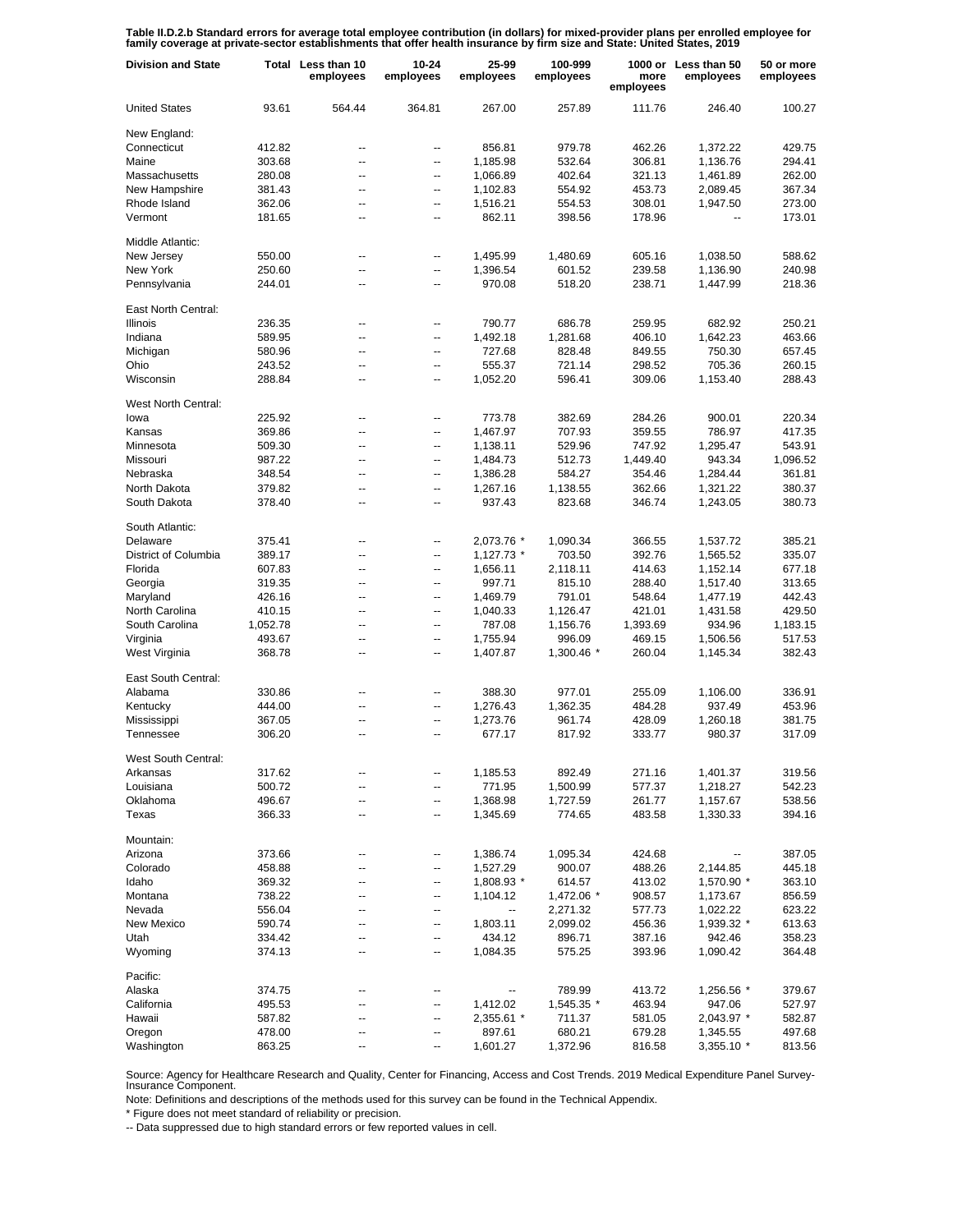**Table II.D.2.b Standard errors for average total employee contribution (in dollars) for mixed-provider plans per enrolled employee for family coverage at private-sector establishments that offer health insurance by firm size and State: United States, 2019**

| Division and State | Total | Less than 10 employees | 10-24 employees | 25-99 employees | 100-999 employees | 1000 or more employees | Less than 50 employees | 50 or more employees |
|---|---|---|---|---|---|---|---|---|
| United States | 93.61 | 564.44 | 364.81 | 267.00 | 257.89 | 111.76 | 246.40 | 100.27 |
| New England: | | | | | | | | |
| Connecticut | 412.82 | -- | -- | 856.81 | 979.78 | 462.26 | 1,372.22 | 429.75 |
| Maine | 303.68 | -- | -- | 1,185.98 | 532.64 | 306.81 | 1,136.76 | 294.41 |
| Massachusetts | 280.08 | -- | -- | 1,066.89 | 402.64 | 321.13 | 1,461.89 | 262.00 |
| New Hampshire | 381.43 | -- | -- | 1,102.83 | 554.92 | 453.73 | 2,089.45 | 367.34 |
| Rhode Island | 362.06 | -- | -- | 1,516.21 | 554.53 | 308.01 | 1,947.50 | 273.00 |
| Vermont | 181.65 | -- | -- | 862.11 | 398.56 | 178.96 | -- | 173.01 |
| Middle Atlantic: | | | | | | | | |
| New Jersey | 550.00 | -- | -- | 1,495.99 | 1,480.69 | 605.16 | 1,038.50 | 588.62 |
| New York | 250.60 | -- | -- | 1,396.54 | 601.52 | 239.58 | 1,136.90 | 240.98 |
| Pennsylvania | 244.01 | -- | -- | 970.08 | 518.20 | 238.71 | 1,447.99 | 218.36 |
| East North Central: | | | | | | | | |
| Illinois | 236.35 | -- | -- | 790.77 | 686.78 | 259.95 | 682.92 | 250.21 |
| Indiana | 589.95 | -- | -- | 1,492.18 | 1,281.68 | 406.10 | 1,642.23 | 463.66 |
| Michigan | 580.96 | -- | -- | 727.68 | 828.48 | 849.55 | 750.30 | 657.45 |
| Ohio | 243.52 | -- | -- | 555.37 | 721.14 | 298.52 | 705.36 | 260.15 |
| Wisconsin | 288.84 | -- | -- | 1,052.20 | 596.41 | 309.06 | 1,153.40 | 288.43 |
| West North Central: | | | | | | | | |
| Iowa | 225.92 | -- | -- | 773.78 | 382.69 | 284.26 | 900.01 | 220.34 |
| Kansas | 369.86 | -- | -- | 1,467.97 | 707.93 | 359.55 | 786.97 | 417.35 |
| Minnesota | 509.30 | -- | -- | 1,138.11 | 529.96 | 747.92 | 1,295.47 | 543.91 |
| Missouri | 987.22 | -- | -- | 1,484.73 | 512.73 | 1,449.40 | 943.34 | 1,096.52 |
| Nebraska | 348.54 | -- | -- | 1,386.28 | 584.27 | 354.46 | 1,284.44 | 361.81 |
| North Dakota | 379.82 | -- | -- | 1,267.16 | 1,138.55 | 362.66 | 1,321.22 | 380.37 |
| South Dakota | 378.40 | -- | -- | 937.43 | 823.68 | 346.74 | 1,243.05 | 380.73 |
| South Atlantic: | | | | | | | | |
| Delaware | 375.41 | -- | -- | 2,073.76 * | 1,090.34 | 366.55 | 1,537.72 | 385.21 |
| District of Columbia | 389.17 | -- | -- | 1,127.73 * | 703.50 | 392.76 | 1,565.52 | 335.07 |
| Florida | 607.83 | -- | -- | 1,656.11 | 2,118.11 | 414.63 | 1,152.14 | 677.18 |
| Georgia | 319.35 | -- | -- | 997.71 | 815.10 | 288.40 | 1,517.40 | 313.65 |
| Maryland | 426.16 | -- | -- | 1,469.79 | 791.01 | 548.64 | 1,477.19 | 442.43 |
| North Carolina | 410.15 | -- | -- | 1,040.33 | 1,126.47 | 421.01 | 1,431.58 | 429.50 |
| South Carolina | 1,052.78 | -- | -- | 787.08 | 1,156.76 | 1,393.69 | 934.96 | 1,183.15 |
| Virginia | 493.67 | -- | -- | 1,755.94 | 996.09 | 469.15 | 1,506.56 | 517.53 |
| West Virginia | 368.78 | -- | -- | 1,407.87 | 1,300.46 * | 260.04 | 1,145.34 | 382.43 |
| East South Central: | | | | | | | | |
| Alabama | 330.86 | -- | -- | 388.30 | 977.01 | 255.09 | 1,106.00 | 336.91 |
| Kentucky | 444.00 | -- | -- | 1,276.43 | 1,362.35 | 484.28 | 937.49 | 453.96 |
| Mississippi | 367.05 | -- | -- | 1,273.76 | 961.74 | 428.09 | 1,260.18 | 381.75 |
| Tennessee | 306.20 | -- | -- | 677.17 | 817.92 | 333.77 | 980.37 | 317.09 |
| West South Central: | | | | | | | | |
| Arkansas | 317.62 | -- | -- | 1,185.53 | 892.49 | 271.16 | 1,401.37 | 319.56 |
| Louisiana | 500.72 | -- | -- | 771.95 | 1,500.99 | 577.37 | 1,218.27 | 542.23 |
| Oklahoma | 496.67 | -- | -- | 1,368.98 | 1,727.59 | 261.77 | 1,157.67 | 538.56 |
| Texas | 366.33 | -- | -- | 1,345.69 | 774.65 | 483.58 | 1,330.33 | 394.16 |
| Mountain: | | | | | | | | |
| Arizona | 373.66 | -- | -- | 1,386.74 | 1,095.34 | 424.68 | -- | 387.05 |
| Colorado | 458.88 | -- | -- | 1,527.29 | 900.07 | 488.26 | 2,144.85 | 445.18 |
| Idaho | 369.32 | -- | -- | 1,808.93 * | 614.57 | 413.02 | 1,570.90 * | 363.10 |
| Montana | 738.22 | -- | -- | 1,104.12 | 1,472.06 * | 908.57 | 1,173.67 | 856.59 |
| Nevada | 556.04 | -- | -- | -- | 2,271.32 | 577.73 | 1,022.22 | 623.22 |
| New Mexico | 590.74 | -- | -- | 1,803.11 | 2,099.02 | 456.36 | 1,939.32 * | 613.63 |
| Utah | 334.42 | -- | -- | 434.12 | 896.71 | 387.16 | 942.46 | 358.23 |
| Wyoming | 374.13 | -- | -- | 1,084.35 | 575.25 | 393.96 | 1,090.42 | 364.48 |
| Pacific: | | | | | | | | |
| Alaska | 374.75 | -- | -- | -- | 789.99 | 413.72 | 1,256.56 * | 379.67 |
| California | 495.53 | -- | -- | 1,412.02 | 1,545.35 * | 463.94 | 947.06 | 527.97 |
| Hawaii | 587.82 | -- | -- | 2,355.61 * | 711.37 | 581.05 | 2,043.97 * | 582.87 |
| Oregon | 478.00 | -- | -- | 897.61 | 680.21 | 679.28 | 1,345.55 | 497.68 |
| Washington | 863.25 | -- | -- | 1,601.27 | 1,372.96 | 816.58 | 3,355.10 * | 813.56 |

Source: Agency for Healthcare Research and Quality, Center for Financing, Access and Cost Trends. 2019 Medical Expenditure Panel Survey-Insurance Component.

Note: Definitions and descriptions of the methods used for this survey can be found in the Technical Appendix.

* Figure does not meet standard of reliability or precision.

-- Data suppressed due to high standard errors or few reported values in cell.